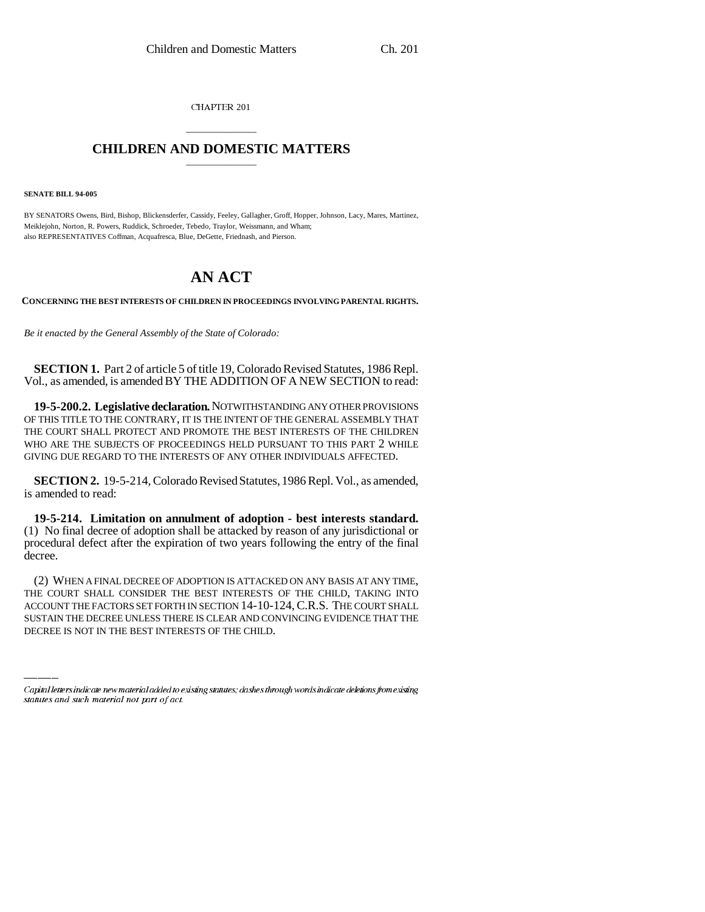CHAPTER 201

# CHILDREN AND DOMESTIC MATTERS

**SENATE BILL 94-005**

BY SENATORS Owens, Bird, Bishop, Blickensderfer, Cassidy, Feeley, Gallagher, Groff, Hopper, Johnson, Lacy, Mares, Martinez, Meiklejohn, Norton, R. Powers, Ruddick, Schroeder, Tebedo, Traylor, Weissmann, and Wham;
also REPRESENTATIVES Coffman, Acquafresca, Blue, DeGette, Friednash, and Pierson.

# AN ACT

**CONCERNING THE BEST INTERESTS OF CHILDREN IN PROCEEDINGS INVOLVING PARENTAL RIGHTS.**

*Be it enacted by the General Assembly of the State of Colorado:*

**SECTION 1.** Part 2 of article 5 of title 19, Colorado Revised Statutes, 1986 Repl. Vol., as amended, is amended BY THE ADDITION OF A NEW SECTION to read:

**19-5-200.2. Legislative declaration.** NOTWITHSTANDING ANY OTHER PROVISIONS OF THIS TITLE TO THE CONTRARY, IT IS THE INTENT OF THE GENERAL ASSEMBLY THAT THE COURT SHALL PROTECT AND PROMOTE THE BEST INTERESTS OF THE CHILDREN WHO ARE THE SUBJECTS OF PROCEEDINGS HELD PURSUANT TO THIS PART 2 WHILE GIVING DUE REGARD TO THE INTERESTS OF ANY OTHER INDIVIDUALS AFFECTED.

**SECTION 2.** 19-5-214, Colorado Revised Statutes, 1986 Repl. Vol., as amended, is amended to read:

**19-5-214. Limitation on annulment of adoption - best interests standard.** (1) No final decree of adoption shall be attacked by reason of any jurisdictional or procedural defect after the expiration of two years following the entry of the final decree.

(2) WHEN A FINAL DECREE OF ADOPTION IS ATTACKED ON ANY BASIS AT ANY TIME, THE COURT SHALL CONSIDER THE BEST INTERESTS OF THE CHILD, TAKING INTO ACCOUNT THE FACTORS SET FORTH IN SECTION 14-10-124, C.R.S. THE COURT SHALL SUSTAIN THE DECREE UNLESS THERE IS CLEAR AND CONVINCING EVIDENCE THAT THE DECREE IS NOT IN THE BEST INTERESTS OF THE CHILD.

*Capital letters indicate new material added to existing statutes; dashes through words indicate deletions from existing statutes and such material not part of act.*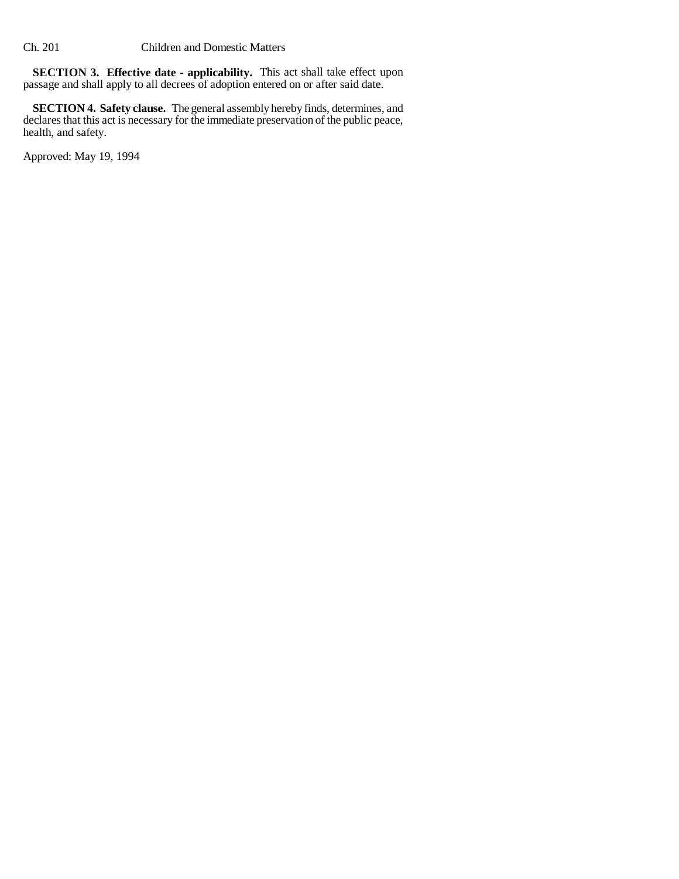**SECTION 3. Effective date - applicability.** This act shall take effect upon passage and shall apply to all decrees of adoption entered on or after said date.

**SECTION 4. Safety clause.** The general assembly hereby finds, determines, and declares that this act is necessary for the immediate preservation of the public peace, health, and safety.

Approved: May 19, 1994